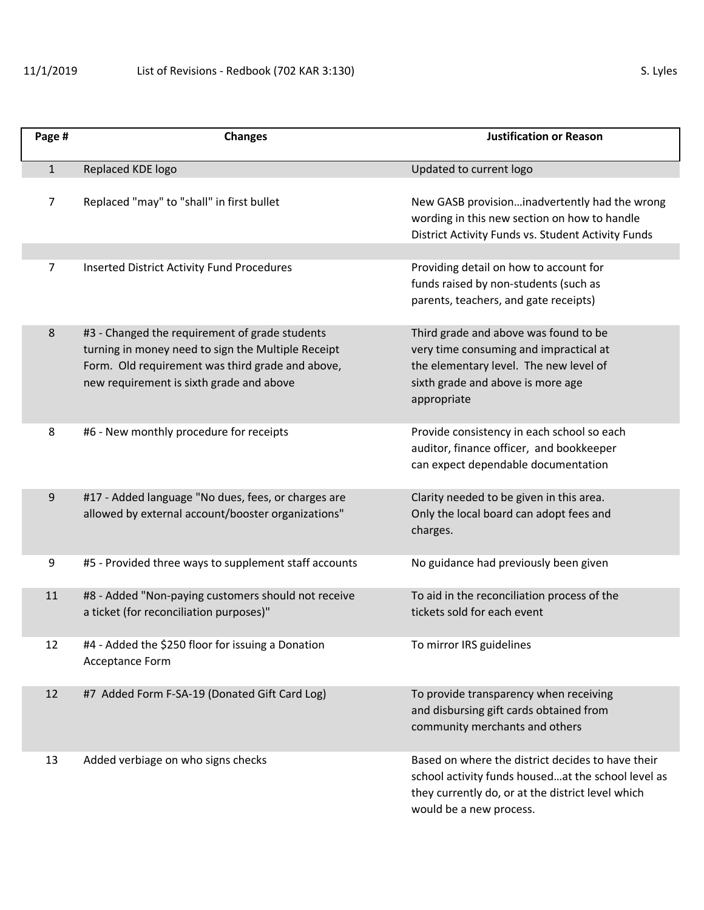11/1/2019 List of Revisions - Redbook (702 KAR 3:130) S. Lyles

| Page # | Changes | Justification or Reason |
|---|---|---|
| 1 | Replaced KDE logo | Updated to current logo |
| 7 | Replaced "may" to "shall" in first bullet | New GASB provision…inadvertently had the wrong wording in this new section on how to handle District Activity Funds vs. Student Activity Funds |
| 7 | Inserted District Activity Fund Procedures | Providing detail on how to account for funds raised by non-students (such as parents, teachers, and gate receipts) |
| 8 | #3 - Changed the requirement of grade students turning in money need to sign the Multiple Receipt Form. Old requirement was third grade and above, new requirement is sixth grade and above | Third grade and above was found to be very time consuming and impractical at the elementary level. The new level of sixth grade and above is more age appropriate |
| 8 | #6 - New monthly procedure for receipts | Provide consistency in each school so each auditor, finance officer, and bookkeeper can expect dependable documentation |
| 9 | #17 - Added language "No dues, fees, or charges are allowed by external account/booster organizations" | Clarity needed to be given in this area. Only the local board can adopt fees and charges. |
| 9 | #5 - Provided three ways to supplement staff accounts | No guidance had previously been given |
| 11 | #8 - Added "Non-paying customers should not receive a ticket (for reconciliation purposes)" | To aid in the reconciliation process of the tickets sold for each event |
| 12 | #4 - Added the $250 floor for issuing a Donation Acceptance Form | To mirror IRS guidelines |
| 12 | #7 Added Form F-SA-19 (Donated Gift Card Log) | To provide transparency when receiving and disbursing gift cards obtained from community merchants and others |
| 13 | Added verbiage on who signs checks | Based on where the district decides to have their school activity funds housed…at the school level as they currently do, or at the district level which would be a new process. |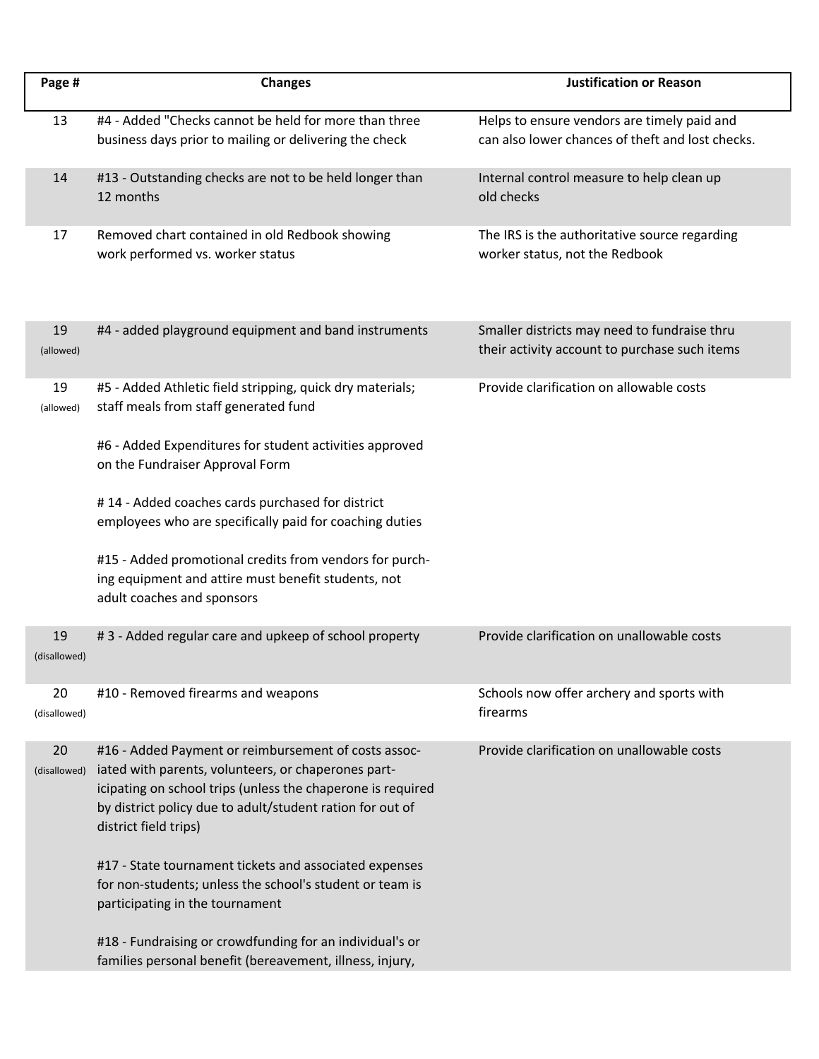| Page # | Changes | Justification or Reason |
|---|---|---|
| 13 | #4 - Added "Checks cannot be held for more than three business days prior to mailing or delivering the check | Helps to ensure vendors are timely paid and can also lower chances of theft and lost checks. |
| 14 | #13 - Outstanding checks are not to be held longer than 12 months | Internal control measure to help clean up old checks |
| 17 | Removed chart contained in old Redbook showing work performed vs. worker status | The IRS is the authoritative source regarding worker status, not the Redbook |
| 19 (allowed) | #4 - added playground equipment and band instruments | Smaller districts may need to fundraise thru their activity account to purchase such items |
| 19 (allowed) | #5 - Added Athletic field stripping, quick dry materials; staff meals from staff generated fund<br><br>#6 - Added Expenditures for student activities approved on the Fundraiser Approval Form<br><br># 14 - Added coaches cards purchased for district employees who are specifically paid for coaching duties<br><br>#15 - Added promotional credits from vendors for purch-ing equipment and attire must benefit students, not adult coaches and sponsors | Provide clarification on allowable costs |
| 19 (disallowed) | # 3 - Added regular care and upkeep of school property | Provide clarification on unallowable costs |
| 20 (disallowed) | #10 - Removed firearms and weapons | Schools now offer archery and sports with firearms |
| 20 (disallowed) | #16 - Added Payment or reimbursement of costs assoc-iated with parents, volunteers, or chaperones part-icipating on school trips (unless the chaperone is required by district policy due to adult/student ration for out of district field trips)<br><br>#17 - State tournament tickets and associated expenses for non-students; unless the school's student or team is participating in the tournament<br><br>#18 - Fundraising or crowdfunding for an individual's or families personal benefit (bereavement, illness, injury, | Provide clarification on unallowable costs |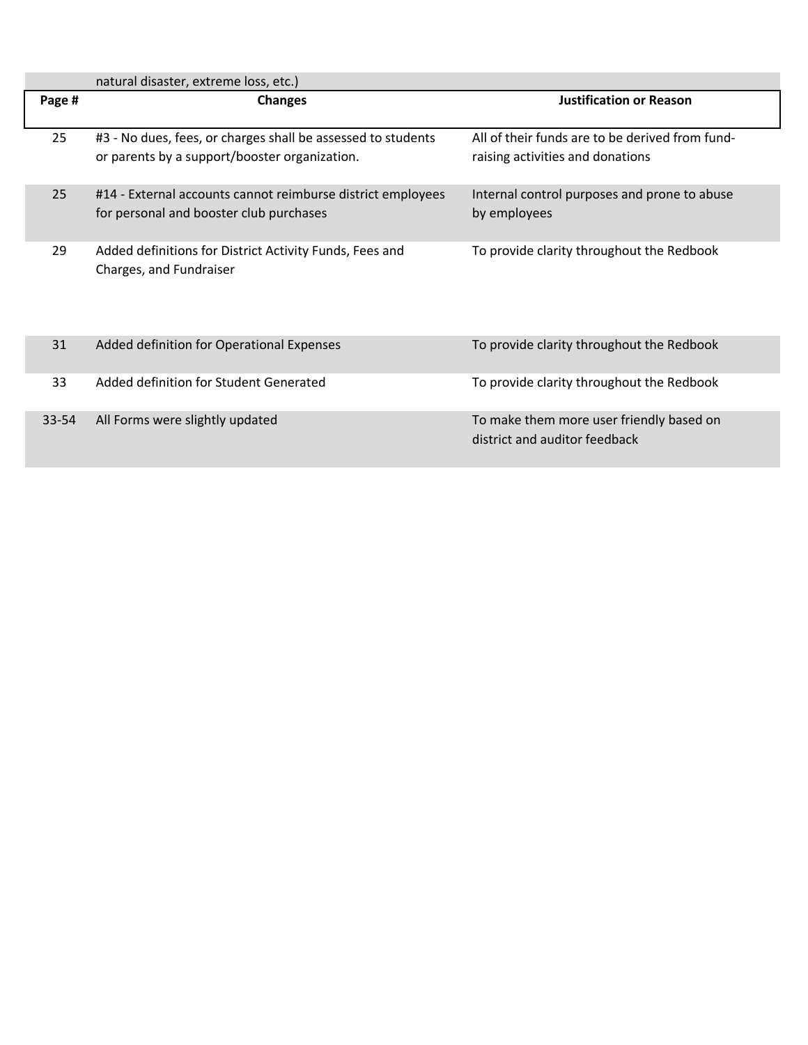| | natural disaster, extreme loss, etc.) | |
|---|---|---|
| **Page #** | **Changes** | **Justification or Reason** |
| 25 | #3 - No dues, fees, or charges shall be assessed to students or parents by a support/booster organization. | All of their funds are to be derived from fund-raising activities and donations |
| 25 | #14 - External accounts cannot reimburse district employees for personal and booster club purchases | Internal control purposes and prone to abuse by employees |
| 29 | Added definitions for District Activity Funds, Fees and Charges, and Fundraiser | To provide clarity throughout the Redbook |
| 31 | Added definition for Operational Expenses | To provide clarity throughout the Redbook |
| 33 | Added definition for Student Generated | To provide clarity throughout the Redbook |
| 33-54 | All Forms were slightly updated | To make them more user friendly based on district and auditor feedback |